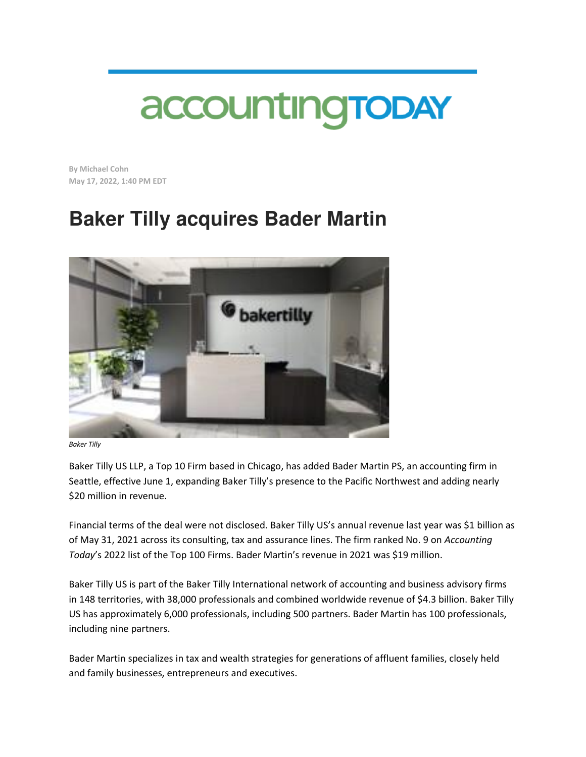accountingTODAY

By Michael Cohn
May 17, 2022, 1:40 PM EDT

# Baker Tilly acquires Bader Martin

*Baker Tilly*

Baker Tilly US LLP, a Top 10 Firm based in Chicago, has added Bader Martin PS, an accounting firm in Seattle, effective June 1, expanding Baker Tilly's presence to the Pacific Northwest and adding nearly $20 million in revenue.

Financial terms of the deal were not disclosed. Baker Tilly US's annual revenue last year was $1 billion as of May 31, 2021 across its consulting, tax and assurance lines. The firm ranked No. 9 on *Accounting Today*'s 2022 list of the Top 100 Firms. Bader Martin's revenue in 2021 was $19 million.

Baker Tilly US is part of the Baker Tilly International network of accounting and business advisory firms in 148 territories, with 38,000 professionals and combined worldwide revenue of $4.3 billion. Baker Tilly US has approximately 6,000 professionals, including 500 partners. Bader Martin has 100 professionals, including nine partners.

Bader Martin specializes in tax and wealth strategies for generations of affluent families, closely held and family businesses, entrepreneurs and executives.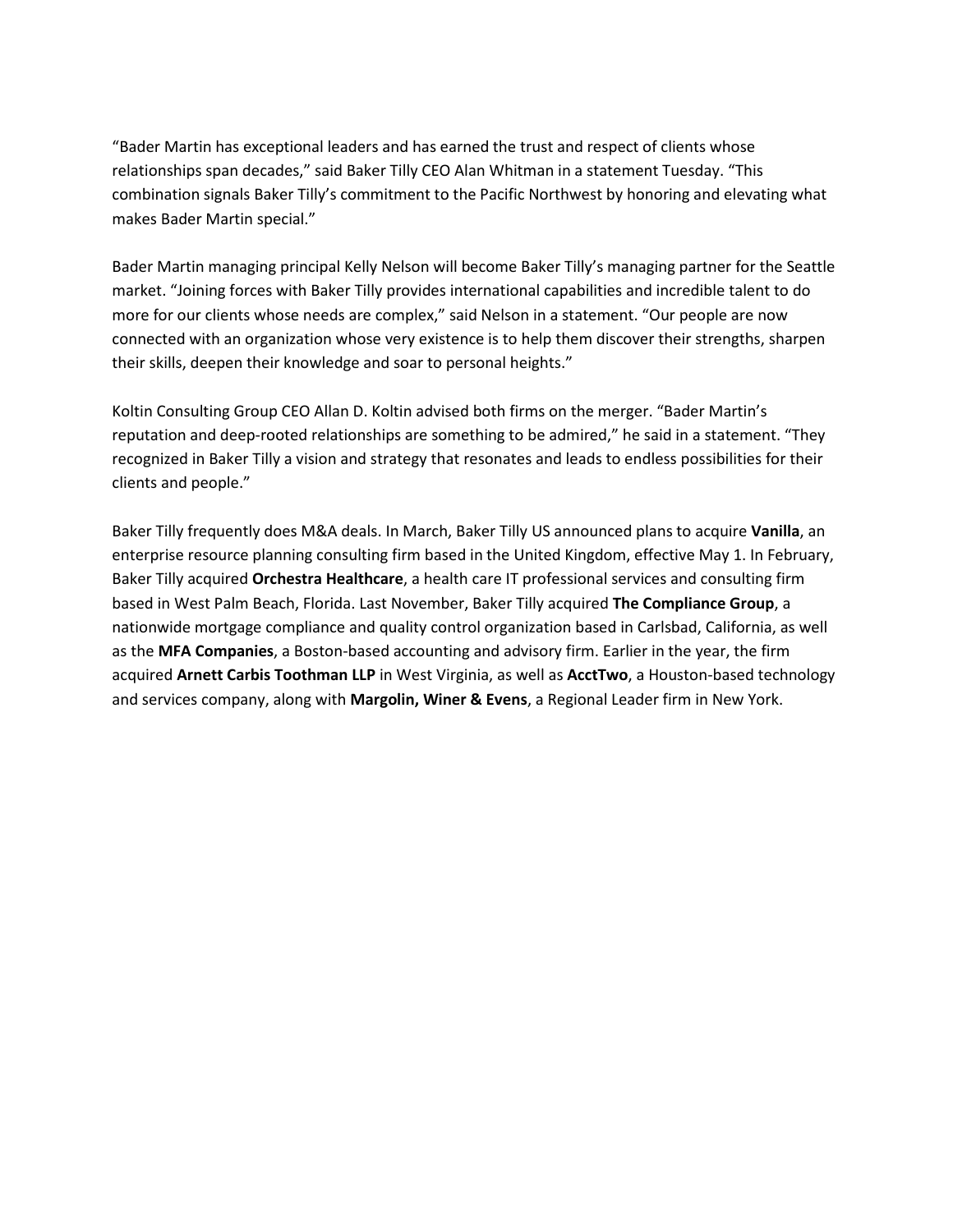"Bader Martin has exceptional leaders and has earned the trust and respect of clients whose relationships span decades," said Baker Tilly CEO Alan Whitman in a statement Tuesday. "This combination signals Baker Tilly's commitment to the Pacific Northwest by honoring and elevating what makes Bader Martin special."

Bader Martin managing principal Kelly Nelson will become Baker Tilly's managing partner for the Seattle market. "Joining forces with Baker Tilly provides international capabilities and incredible talent to do more for our clients whose needs are complex," said Nelson in a statement. "Our people are now connected with an organization whose very existence is to help them discover their strengths, sharpen their skills, deepen their knowledge and soar to personal heights."

Koltin Consulting Group CEO Allan D. Koltin advised both firms on the merger. "Bader Martin's reputation and deep-rooted relationships are something to be admired," he said in a statement. "They recognized in Baker Tilly a vision and strategy that resonates and leads to endless possibilities for their clients and people."

Baker Tilly frequently does M&A deals. In March, Baker Tilly US announced plans to acquire **Vanilla**, an enterprise resource planning consulting firm based in the United Kingdom, effective May 1. In February, Baker Tilly acquired **Orchestra Healthcare**, a health care IT professional services and consulting firm based in West Palm Beach, Florida. Last November, Baker Tilly acquired **The Compliance Group**, a nationwide mortgage compliance and quality control organization based in Carlsbad, California, as well as the **MFA Companies**, a Boston-based accounting and advisory firm. Earlier in the year, the firm acquired **Arnett Carbis Toothman LLP** in West Virginia, as well as **AcctTwo**, a Houston-based technology and services company, along with **Margolin, Winer & Evens**, a Regional Leader firm in New York.